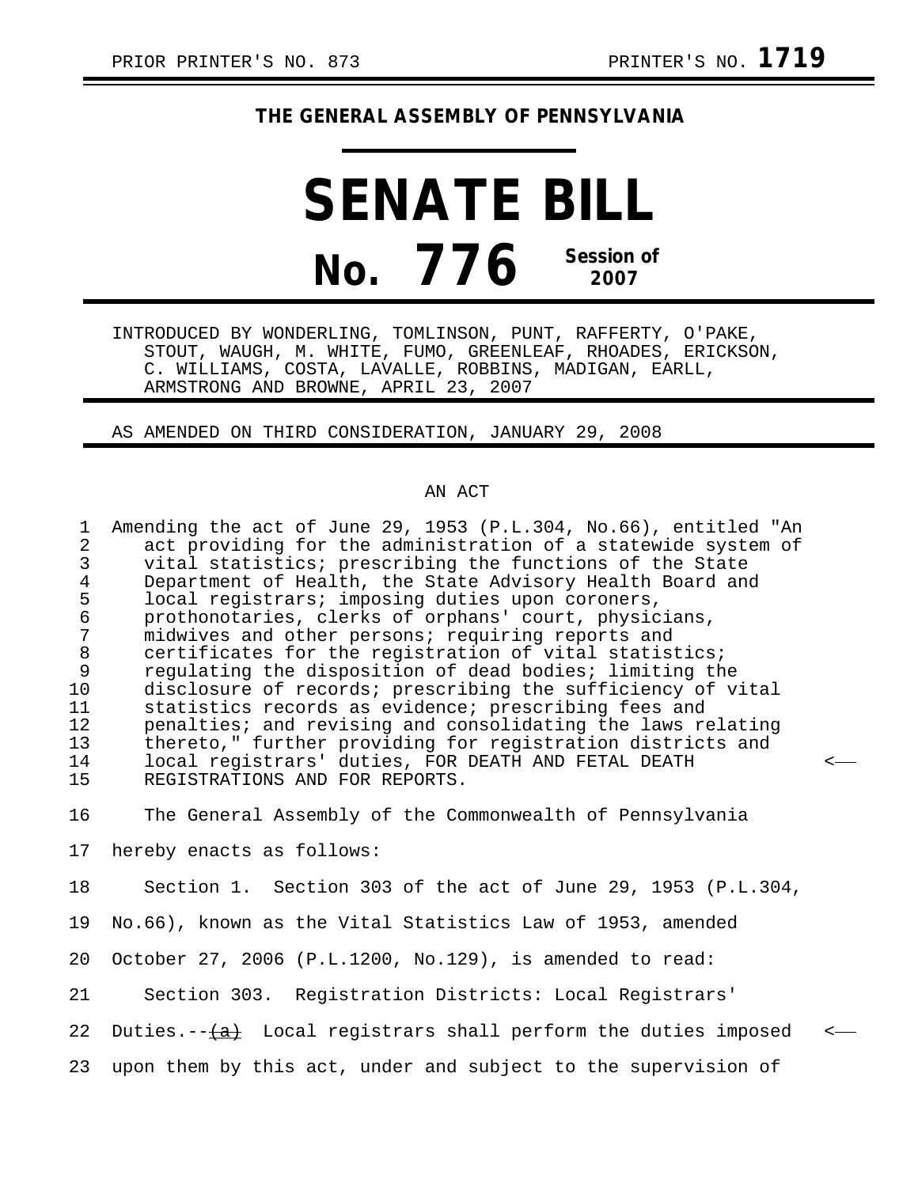PRIOR PRINTER'S NO. 873 PRINTER'S NO. **1719**

**THE GENERAL ASSEMBLY OF PENNSYLVANIA**

# SENATE BILL

# No. 776 Session of 2007

INTRODUCED BY WONDERLING, TOMLINSON, PUNT, RAFFERTY, O'PAKE, STOUT, WAUGH, M. WHITE, FUMO, GREENLEAF, RHOADES, ERICKSON, C. WILLIAMS, COSTA, LAVALLE, ROBBINS, MADIGAN, EARLL, ARMSTRONG AND BROWNE, APRIL 23, 2007

AS AMENDED ON THIRD CONSIDERATION, JANUARY 29, 2008

AN ACT

Amending the act of June 29, 1953 (P.L.304, No.66), entitled "An act providing for the administration of a statewide system of vital statistics; prescribing the functions of the State Department of Health, the State Advisory Health Board and local registrars; imposing duties upon coroners, prothonotaries, clerks of orphans' court, physicians, midwives and other persons; requiring reports and certificates for the registration of vital statistics; regulating the disposition of dead bodies; limiting the disclosure of records; prescribing the sufficiency of vital statistics records as evidence; prescribing fees and penalties; and revising and consolidating the laws relating thereto," further providing for registration districts and local registrars' duties, FOR DEATH AND FETAL DEATH REGISTRATIONS AND FOR REPORTS.

The General Assembly of the Commonwealth of Pennsylvania hereby enacts as follows:

Section 1. Section 303 of the act of June 29, 1953 (P.L.304, No.66), known as the Vital Statistics Law of 1953, amended October 27, 2006 (P.L.1200, No.129), is amended to read:

Section 303. Registration Districts: Local Registrars' Duties.--~~(a)~~ Local registrars shall perform the duties imposed upon them by this act, under and subject to the supervision of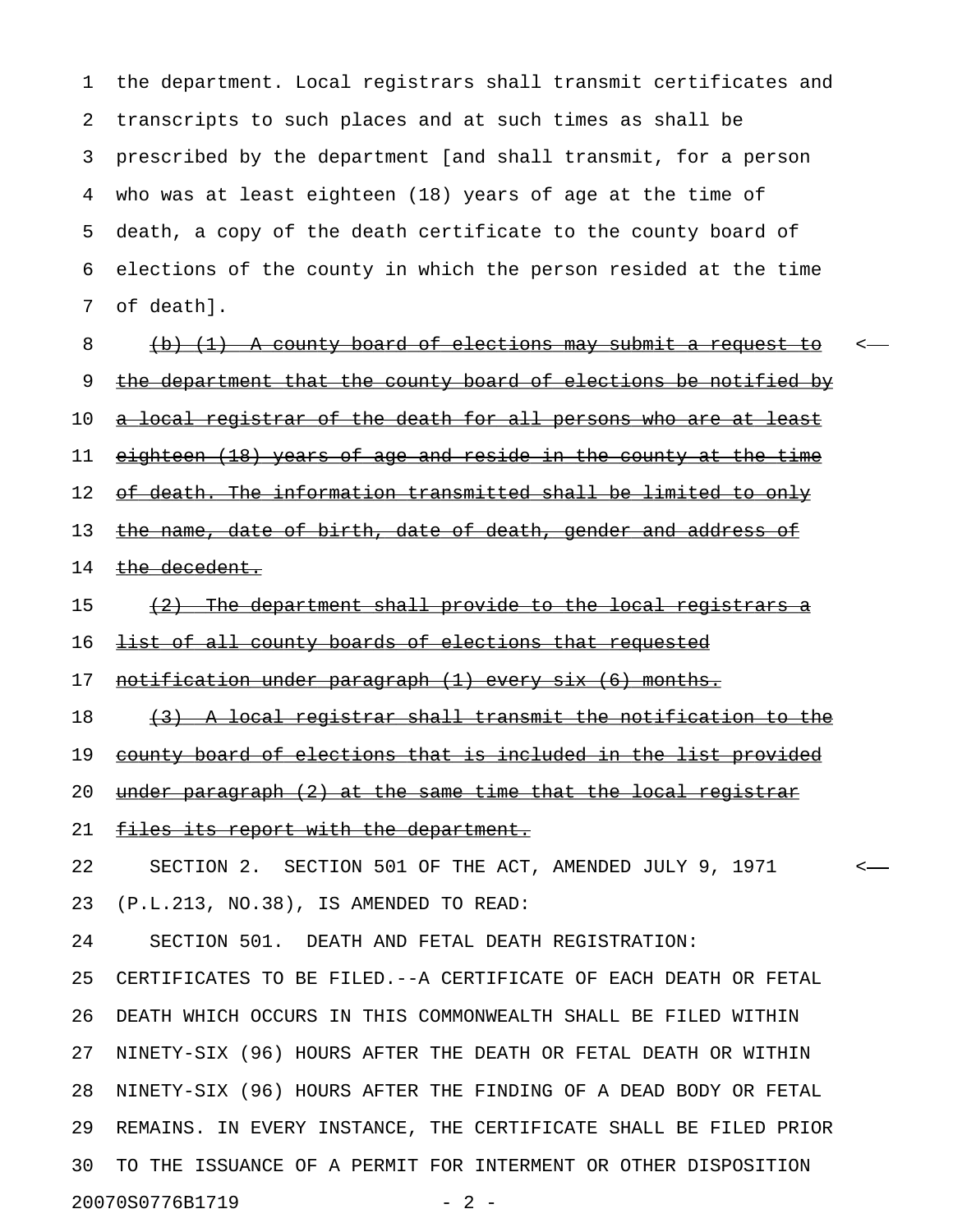the department. Local registrars shall transmit certificates and transcripts to such places and at such times as shall be prescribed by the department [and shall transmit, for a person who was at least eighteen (18) years of age at the time of death, a copy of the death certificate to the county board of elections of the county in which the person resided at the time of death].

~~(b) (1) A county board of elections may submit a request to the department that the county board of elections be notified by a local registrar of the death for all persons who are at least eighteen (18) years of age and reside in the county at the time of death. The information transmitted shall be limited to only the name, date of birth, date of death, gender and address of the decedent.~~

~~(2) The department shall provide to the local registrars a list of all county boards of elections that requested notification under paragraph (1) every six (6) months.~~

~~(3) A local registrar shall transmit the notification to the county board of elections that is included in the list provided under paragraph (2) at the same time that the local registrar files its report with the department.~~

SECTION 2. SECTION 501 OF THE ACT, AMENDED JULY 9, 1971 (P.L.213, NO.38), IS AMENDED TO READ:

SECTION 501. DEATH AND FETAL DEATH REGISTRATION: CERTIFICATES TO BE FILED.--A CERTIFICATE OF EACH DEATH OR FETAL DEATH WHICH OCCURS IN THIS COMMONWEALTH SHALL BE FILED WITHIN NINETY-SIX (96) HOURS AFTER THE DEATH OR FETAL DEATH OR WITHIN NINETY-SIX (96) HOURS AFTER THE FINDING OF A DEAD BODY OR FETAL REMAINS. IN EVERY INSTANCE, THE CERTIFICATE SHALL BE FILED PRIOR TO THE ISSUANCE OF A PERMIT FOR INTERMENT OR OTHER DISPOSITION

20070S0776B1719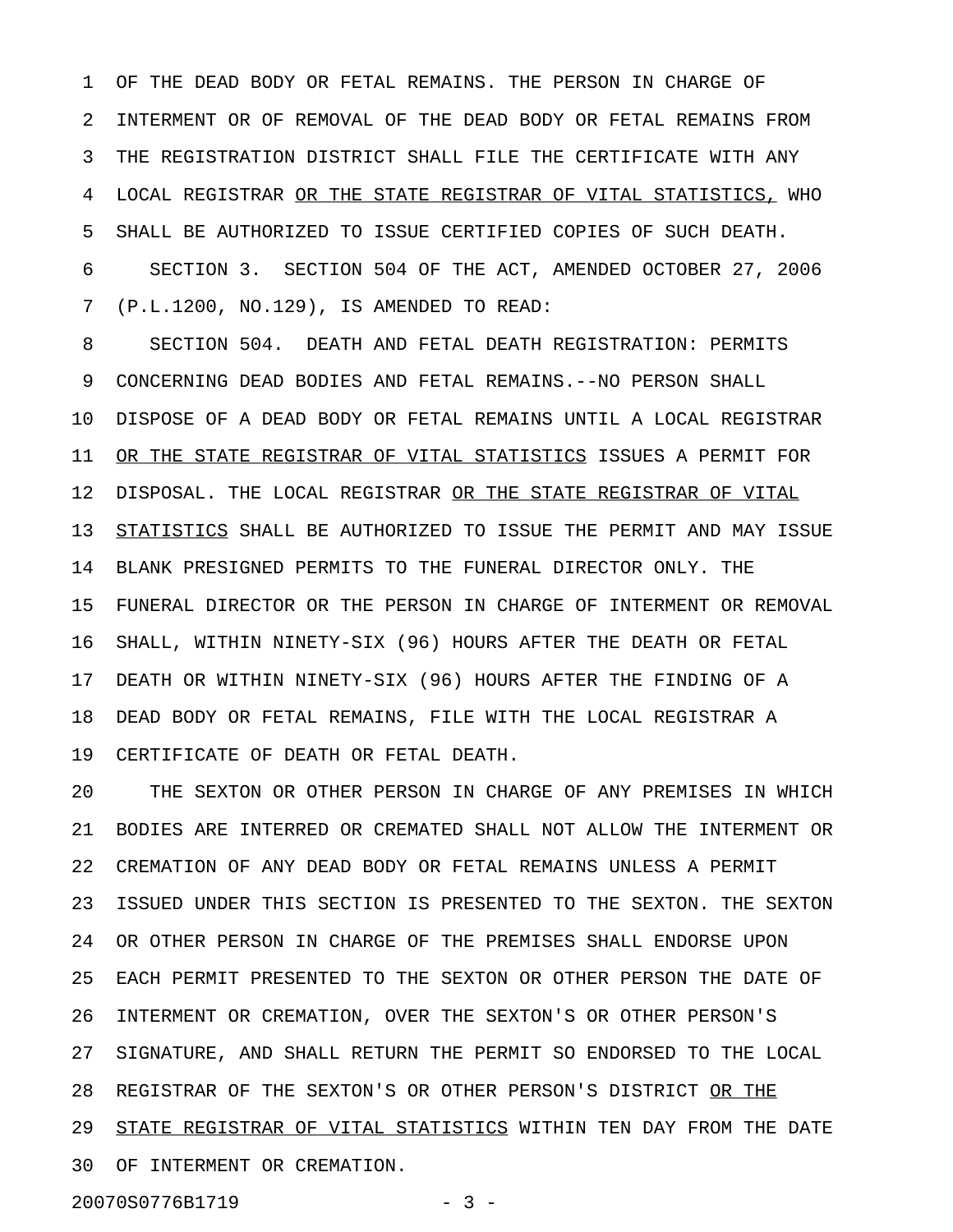OF THE DEAD BODY OR FETAL REMAINS. THE PERSON IN CHARGE OF INTERMENT OR OF REMOVAL OF THE DEAD BODY OR FETAL REMAINS FROM THE REGISTRATION DISTRICT SHALL FILE THE CERTIFICATE WITH ANY LOCAL REGISTRAR <u>OR THE STATE REGISTRAR OF VITAL STATISTICS,</u> WHO SHALL BE AUTHORIZED TO ISSUE CERTIFIED COPIES OF SUCH DEATH.

SECTION 3. SECTION 504 OF THE ACT, AMENDED OCTOBER 27, 2006 (P.L.1200, NO.129), IS AMENDED TO READ:

SECTION 504. DEATH AND FETAL DEATH REGISTRATION: PERMITS CONCERNING DEAD BODIES AND FETAL REMAINS.--NO PERSON SHALL DISPOSE OF A DEAD BODY OR FETAL REMAINS UNTIL A LOCAL REGISTRAR <u>OR THE STATE REGISTRAR OF VITAL STATISTICS</u> ISSUES A PERMIT FOR DISPOSAL. THE LOCAL REGISTRAR <u>OR THE STATE REGISTRAR OF VITAL STATISTICS</u> SHALL BE AUTHORIZED TO ISSUE THE PERMIT AND MAY ISSUE BLANK PRESIGNED PERMITS TO THE FUNERAL DIRECTOR ONLY. THE FUNERAL DIRECTOR OR THE PERSON IN CHARGE OF INTERMENT OR REMOVAL SHALL, WITHIN NINETY-SIX (96) HOURS AFTER THE DEATH OR FETAL DEATH OR WITHIN NINETY-SIX (96) HOURS AFTER THE FINDING OF A DEAD BODY OR FETAL REMAINS, FILE WITH THE LOCAL REGISTRAR A CERTIFICATE OF DEATH OR FETAL DEATH.

THE SEXTON OR OTHER PERSON IN CHARGE OF ANY PREMISES IN WHICH BODIES ARE INTERRED OR CREMATED SHALL NOT ALLOW THE INTERMENT OR CREMATION OF ANY DEAD BODY OR FETAL REMAINS UNLESS A PERMIT ISSUED UNDER THIS SECTION IS PRESENTED TO THE SEXTON. THE SEXTON OR OTHER PERSON IN CHARGE OF THE PREMISES SHALL ENDORSE UPON EACH PERMIT PRESENTED TO THE SEXTON OR OTHER PERSON THE DATE OF INTERMENT OR CREMATION, OVER THE SEXTON'S OR OTHER PERSON'S SIGNATURE, AND SHALL RETURN THE PERMIT SO ENDORSED TO THE LOCAL REGISTRAR OF THE SEXTON'S OR OTHER PERSON'S DISTRICT <u>OR THE STATE REGISTRAR OF VITAL STATISTICS</u> WITHIN TEN DAY FROM THE DATE OF INTERMENT OR CREMATION.

20070S0776B1719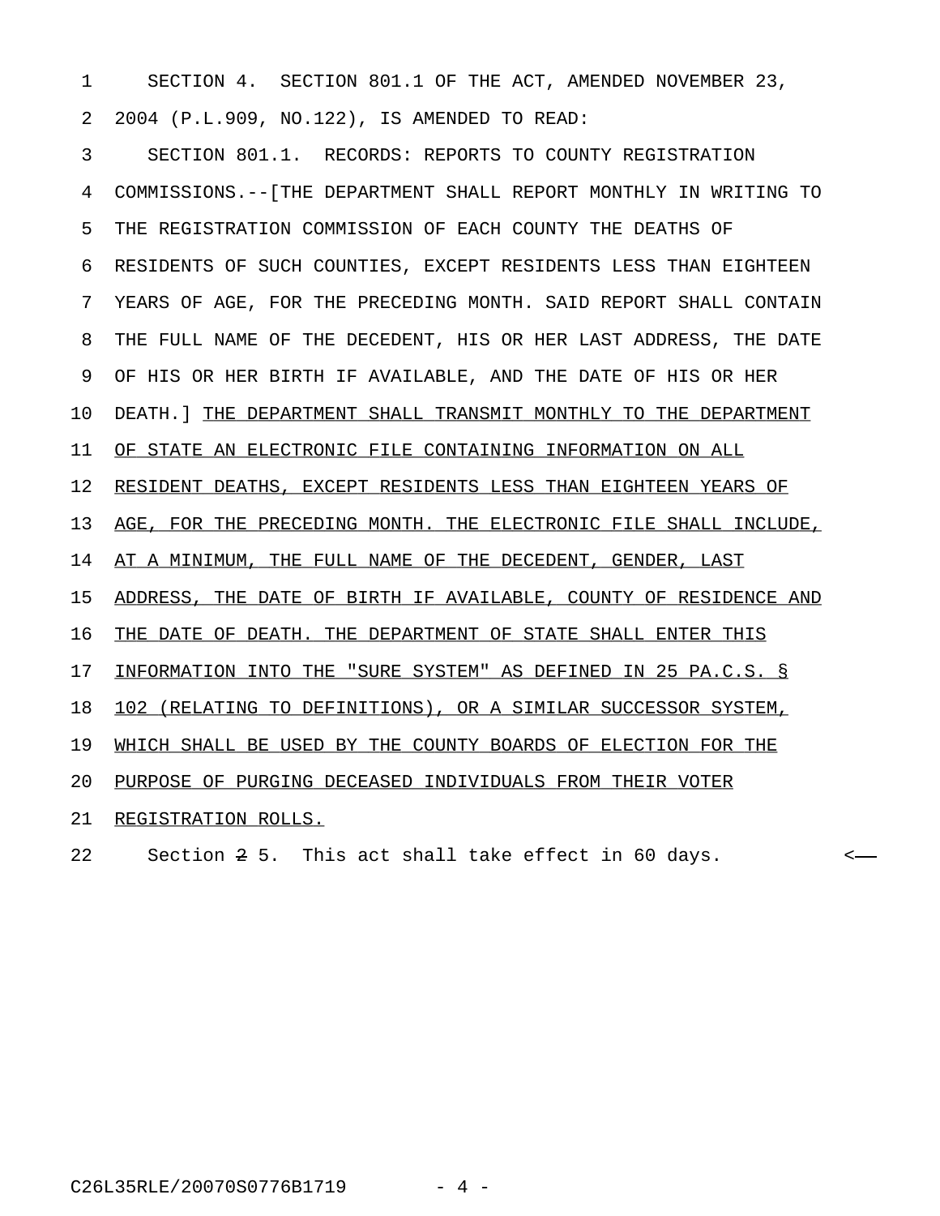1 SECTION 4. SECTION 801.1 OF THE ACT, AMENDED NOVEMBER 23,
2 2004 (P.L.909, NO.122), IS AMENDED TO READ:
3 SECTION 801.1. RECORDS: REPORTS TO COUNTY REGISTRATION
4 COMMISSIONS.--[THE DEPARTMENT SHALL REPORT MONTHLY IN WRITING TO
5 THE REGISTRATION COMMISSION OF EACH COUNTY THE DEATHS OF
6 RESIDENTS OF SUCH COUNTIES, EXCEPT RESIDENTS LESS THAN EIGHTEEN
7 YEARS OF AGE, FOR THE PRECEDING MONTH. SAID REPORT SHALL CONTAIN
8 THE FULL NAME OF THE DECEDENT, HIS OR HER LAST ADDRESS, THE DATE
9 OF HIS OR HER BIRTH IF AVAILABLE, AND THE DATE OF HIS OR HER
10 DEATH.] <u>THE DEPARTMENT SHALL TRANSMIT MONTHLY TO THE DEPARTMENT</u>
11 <u>OF STATE AN ELECTRONIC FILE CONTAINING INFORMATION ON ALL</u>
12 <u>RESIDENT DEATHS, EXCEPT RESIDENTS LESS THAN EIGHTEEN YEARS OF</u>
13 <u>AGE, FOR THE PRECEDING MONTH. THE ELECTRONIC FILE SHALL INCLUDE,</u>
14 <u>AT A MINIMUM, THE FULL NAME OF THE DECEDENT, GENDER, LAST</u>
15 <u>ADDRESS, THE DATE OF BIRTH IF AVAILABLE, COUNTY OF RESIDENCE AND</u>
16 <u>THE DATE OF DEATH. THE DEPARTMENT OF STATE SHALL ENTER THIS</u>
17 <u>INFORMATION INTO THE "SURE SYSTEM" AS DEFINED IN 25 PA.C.S. §</u>
18 <u>102 (RELATING TO DEFINITIONS), OR A SIMILAR SUCCESSOR SYSTEM,</u>
19 <u>WHICH SHALL BE USED BY THE COUNTY BOARDS OF ELECTION FOR THE</u>
20 <u>PURPOSE OF PURGING DECEASED INDIVIDUALS FROM THEIR VOTER</u>
21 <u>REGISTRATION ROLLS.</u>
22 Section ~~2~~ 5. This act shall take effect in 60 days. <--